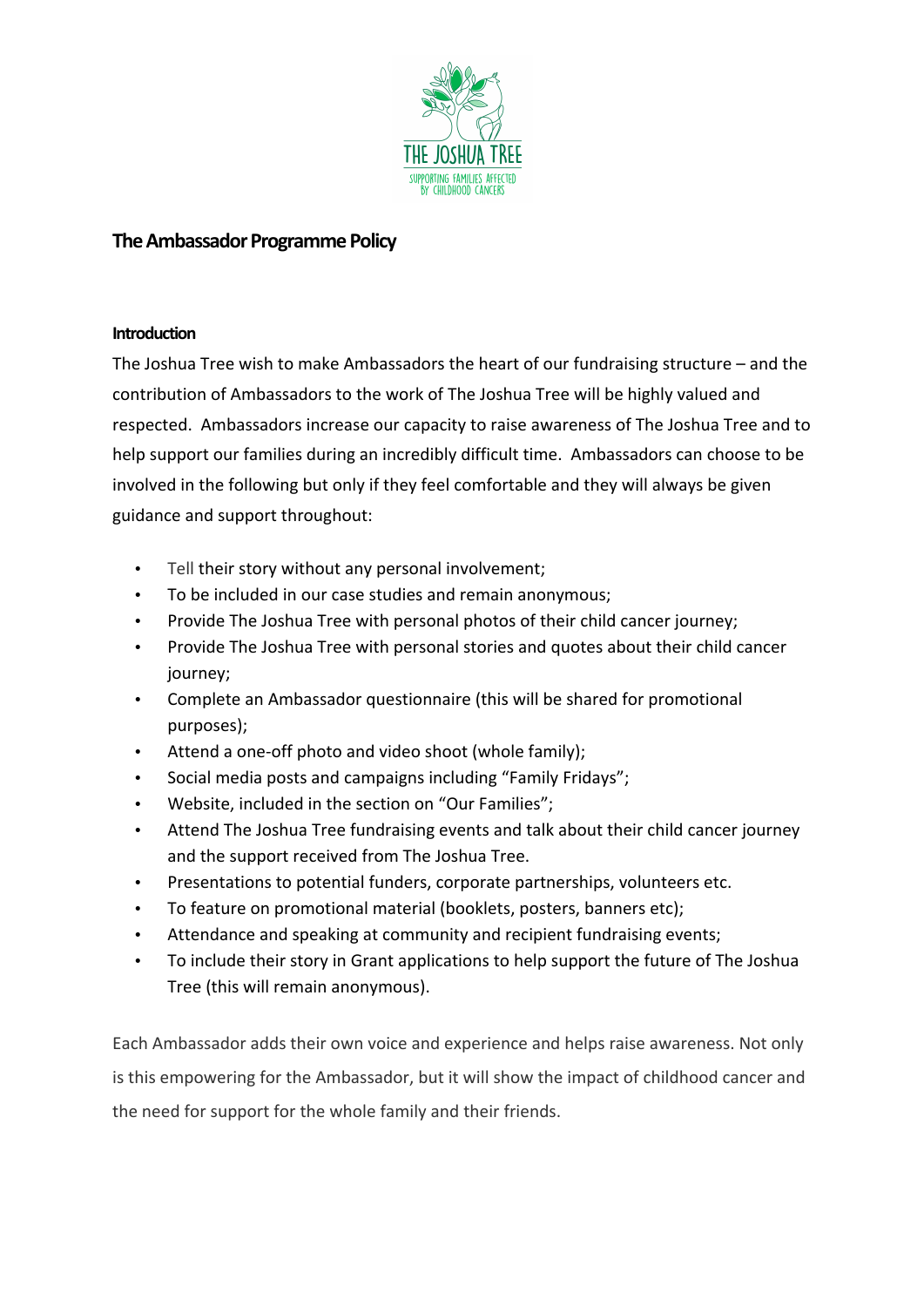# The Ambassador Programme Policy

## Introduction

The Joshua Tree wish to make Ambassadors the heart of our fundraising structure – and the contribution of Ambassadors to the work of The Joshua Tree will be highly valued and respected. Ambassadors increase our capacity to raise awareness of The Joshua Tree and to help support our families during an incredibly difficult time. Ambassadors can choose to be involved in the following but only if they feel comfortable and they will always be given guidance and support throughout:

- Tell their story without any personal involvement;
- To be included in our case studies and remain anonymous;
- Provide The Joshua Tree with personal photos of their child cancer journey;
- Provide The Joshua Tree with personal stories and quotes about their child cancer journey;
- Complete an Ambassador questionnaire (this will be shared for promotional purposes);
- Attend a one-off photo and video shoot (whole family);
- Social media posts and campaigns including "Family Fridays";
- Website, included in the section on "Our Families";
- Attend The Joshua Tree fundraising events and talk about their child cancer journey and the support received from The Joshua Tree.
- Presentations to potential funders, corporate partnerships, volunteers etc.
- To feature on promotional material (booklets, posters, banners etc);
- Attendance and speaking at community and recipient fundraising events;
- To include their story in Grant applications to help support the future of The Joshua Tree (this will remain anonymous).

Each Ambassador adds their own voice and experience and helps raise awareness. Not only is this empowering for the Ambassador, but it will show the impact of childhood cancer and the need for support for the whole family and their friends.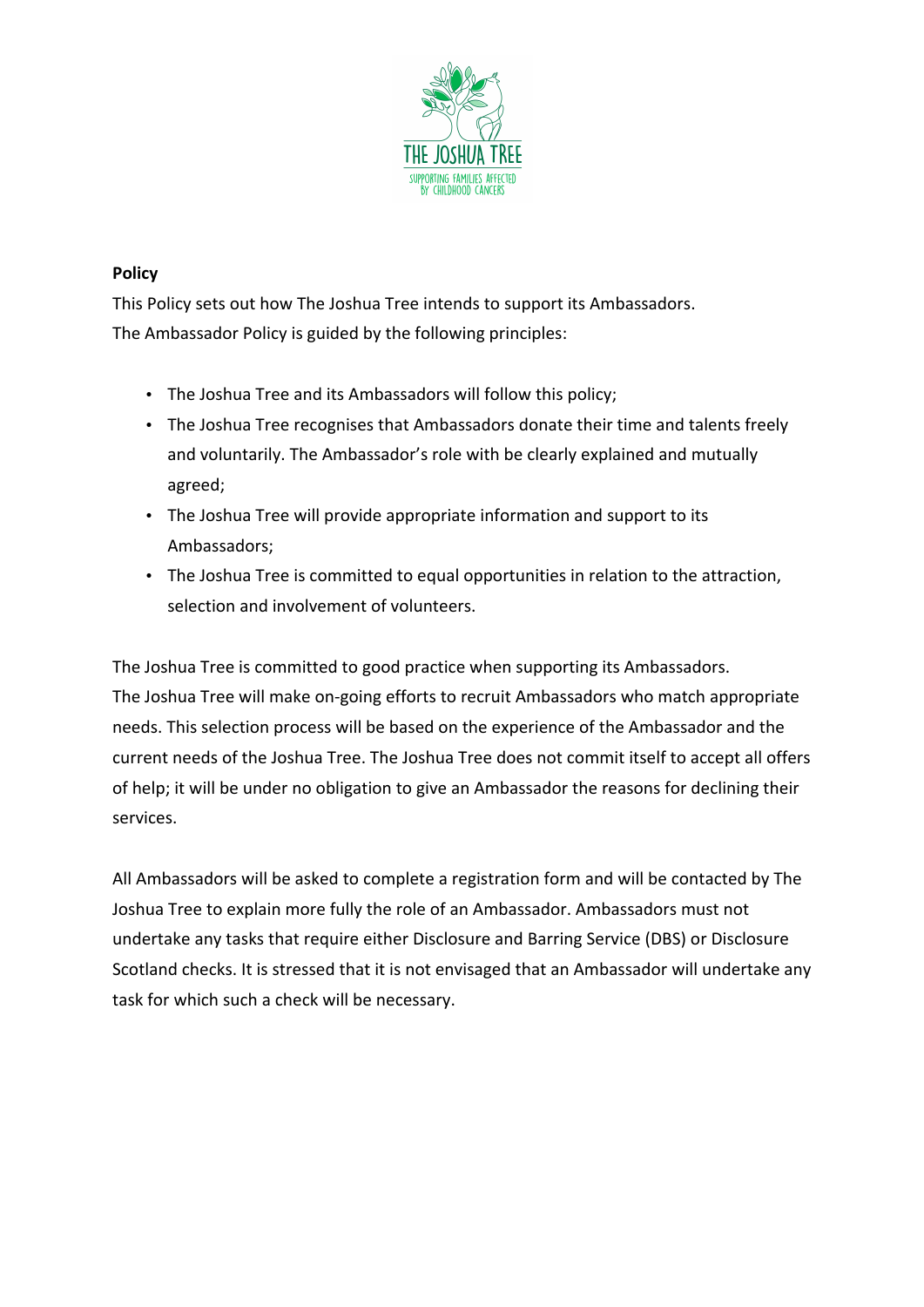**Policy**

This Policy sets out how The Joshua Tree intends to support its Ambassadors.
The Ambassador Policy is guided by the following principles:

- The Joshua Tree and its Ambassadors will follow this policy;
- The Joshua Tree recognises that Ambassadors donate their time and talents freely and voluntarily. The Ambassador's role with be clearly explained and mutually agreed;
- The Joshua Tree will provide appropriate information and support to its Ambassadors;
- The Joshua Tree is committed to equal opportunities in relation to the attraction, selection and involvement of volunteers.

The Joshua Tree is committed to good practice when supporting its Ambassadors.
The Joshua Tree will make on-going efforts to recruit Ambassadors who match appropriate needs. This selection process will be based on the experience of the Ambassador and the current needs of the Joshua Tree. The Joshua Tree does not commit itself to accept all offers of help; it will be under no obligation to give an Ambassador the reasons for declining their services.

All Ambassadors will be asked to complete a registration form and will be contacted by The Joshua Tree to explain more fully the role of an Ambassador. Ambassadors must not undertake any tasks that require either Disclosure and Barring Service (DBS) or Disclosure Scotland checks. It is stressed that it is not envisaged that an Ambassador will undertake any task for which such a check will be necessary.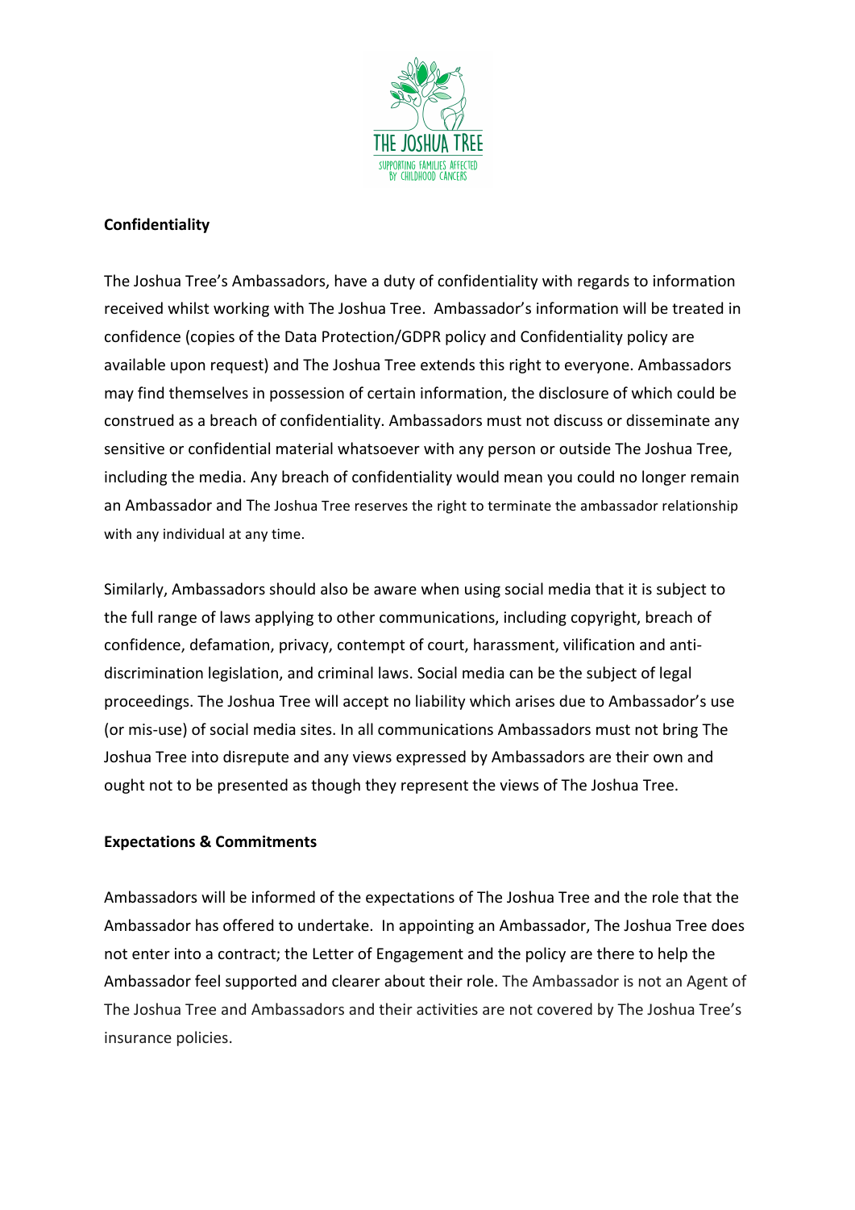**Confidentiality**

The Joshua Tree's Ambassadors, have a duty of confidentiality with regards to information received whilst working with The Joshua Tree. Ambassador's information will be treated in confidence (copies of the Data Protection/GDPR policy and Confidentiality policy are available upon request) and The Joshua Tree extends this right to everyone. Ambassadors may find themselves in possession of certain information, the disclosure of which could be construed as a breach of confidentiality. Ambassadors must not discuss or disseminate any sensitive or confidential material whatsoever with any person or outside The Joshua Tree, including the media. Any breach of confidentiality would mean you could no longer remain an Ambassador and The Joshua Tree reserves the right to terminate the ambassador relationship with any individual at any time.

Similarly, Ambassadors should also be aware when using social media that it is subject to the full range of laws applying to other communications, including copyright, breach of confidence, defamation, privacy, contempt of court, harassment, vilification and anti-discrimination legislation, and criminal laws. Social media can be the subject of legal proceedings. The Joshua Tree will accept no liability which arises due to Ambassador's use (or mis-use) of social media sites. In all communications Ambassadors must not bring The Joshua Tree into disrepute and any views expressed by Ambassadors are their own and ought not to be presented as though they represent the views of The Joshua Tree.

**Expectations & Commitments**

Ambassadors will be informed of the expectations of The Joshua Tree and the role that the Ambassador has offered to undertake. In appointing an Ambassador, The Joshua Tree does not enter into a contract; the Letter of Engagement and the policy are there to help the Ambassador feel supported and clearer about their role. The Ambassador is not an Agent of The Joshua Tree and Ambassadors and their activities are not covered by The Joshua Tree's insurance policies.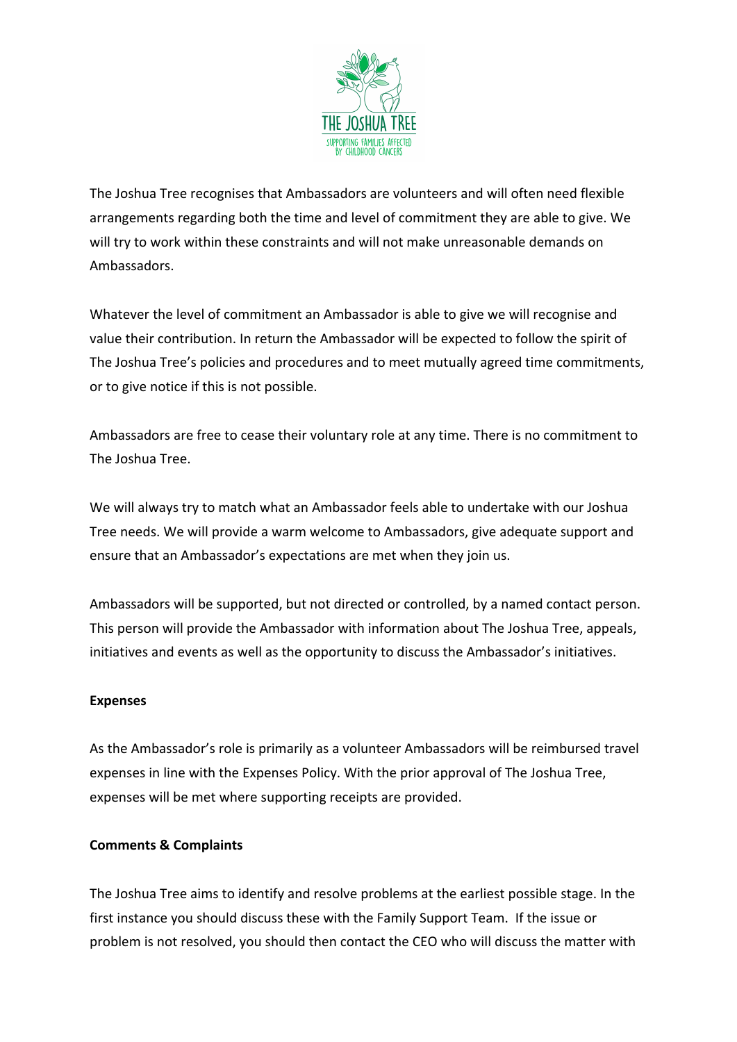The Joshua Tree recognises that Ambassadors are volunteers and will often need flexible arrangements regarding both the time and level of commitment they are able to give. We will try to work within these constraints and will not make unreasonable demands on Ambassadors.

Whatever the level of commitment an Ambassador is able to give we will recognise and value their contribution. In return the Ambassador will be expected to follow the spirit of The Joshua Tree's policies and procedures and to meet mutually agreed time commitments, or to give notice if this is not possible.

Ambassadors are free to cease their voluntary role at any time. There is no commitment to The Joshua Tree.

We will always try to match what an Ambassador feels able to undertake with our Joshua Tree needs. We will provide a warm welcome to Ambassadors, give adequate support and ensure that an Ambassador's expectations are met when they join us.

Ambassadors will be supported, but not directed or controlled, by a named contact person. This person will provide the Ambassador with information about The Joshua Tree, appeals, initiatives and events as well as the opportunity to discuss the Ambassador's initiatives.

**Expenses**

As the Ambassador's role is primarily as a volunteer Ambassadors will be reimbursed travel expenses in line with the Expenses Policy. With the prior approval of The Joshua Tree, expenses will be met where supporting receipts are provided.

**Comments & Complaints**

The Joshua Tree aims to identify and resolve problems at the earliest possible stage. In the first instance you should discuss these with the Family Support Team. If the issue or problem is not resolved, you should then contact the CEO who will discuss the matter with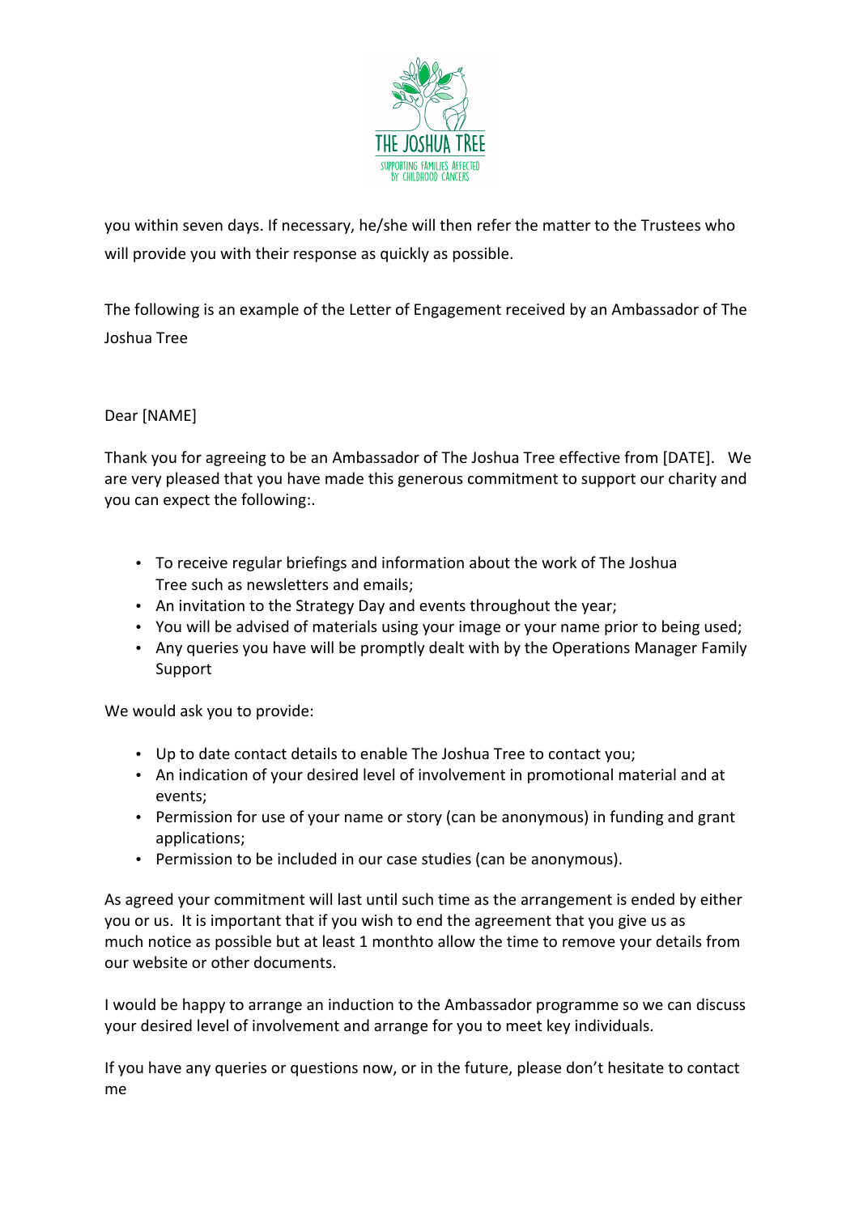you within seven days. If necessary, he/she will then refer the matter to the Trustees who will provide you with their response as quickly as possible.

The following is an example of the Letter of Engagement received by an Ambassador of The Joshua Tree

Dear [NAME]

Thank you for agreeing to be an Ambassador of The Joshua Tree effective from [DATE]. We are very pleased that you have made this generous commitment to support our charity and you can expect the following:.

- To receive regular briefings and information about the work of The Joshua Tree such as newsletters and emails;
- An invitation to the Strategy Day and events throughout the year;
- You will be advised of materials using your image or your name prior to being used;
- Any queries you have will be promptly dealt with by the Operations Manager Family Support

We would ask you to provide:

- Up to date contact details to enable The Joshua Tree to contact you;
- An indication of your desired level of involvement in promotional material and at events;
- Permission for use of your name or story (can be anonymous) in funding and grant applications;
- Permission to be included in our case studies (can be anonymous).

As agreed your commitment will last until such time as the arrangement is ended by either you or us. It is important that if you wish to end the agreement that you give us as much notice as possible but at least 1 monthto allow the time to remove your details from our website or other documents.

I would be happy to arrange an induction to the Ambassador programme so we can discuss your desired level of involvement and arrange for you to meet key individuals.

If you have any queries or questions now, or in the future, please don't hesitate to contact me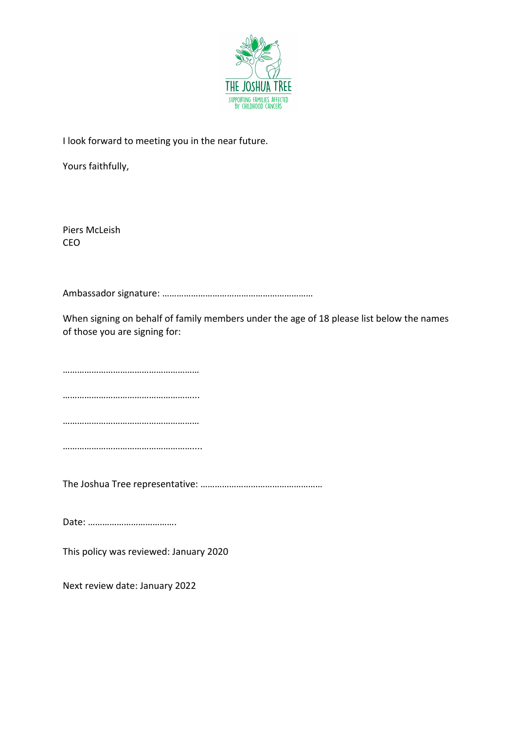I look forward to meeting you in the near future.

Yours faithfully,

Piers McLeish
CEO

Ambassador signature: ……………………………………………………

When signing on behalf of family members under the age of 18 please list below the names of those you are signing for:

…………………………………………………

…………………………………………………..

…………………………………………………

…………………………………………………...

The Joshua Tree representative: ……………………………………………

Date: ……………………………….

This policy was reviewed: January 2020

Next review date: January 2022